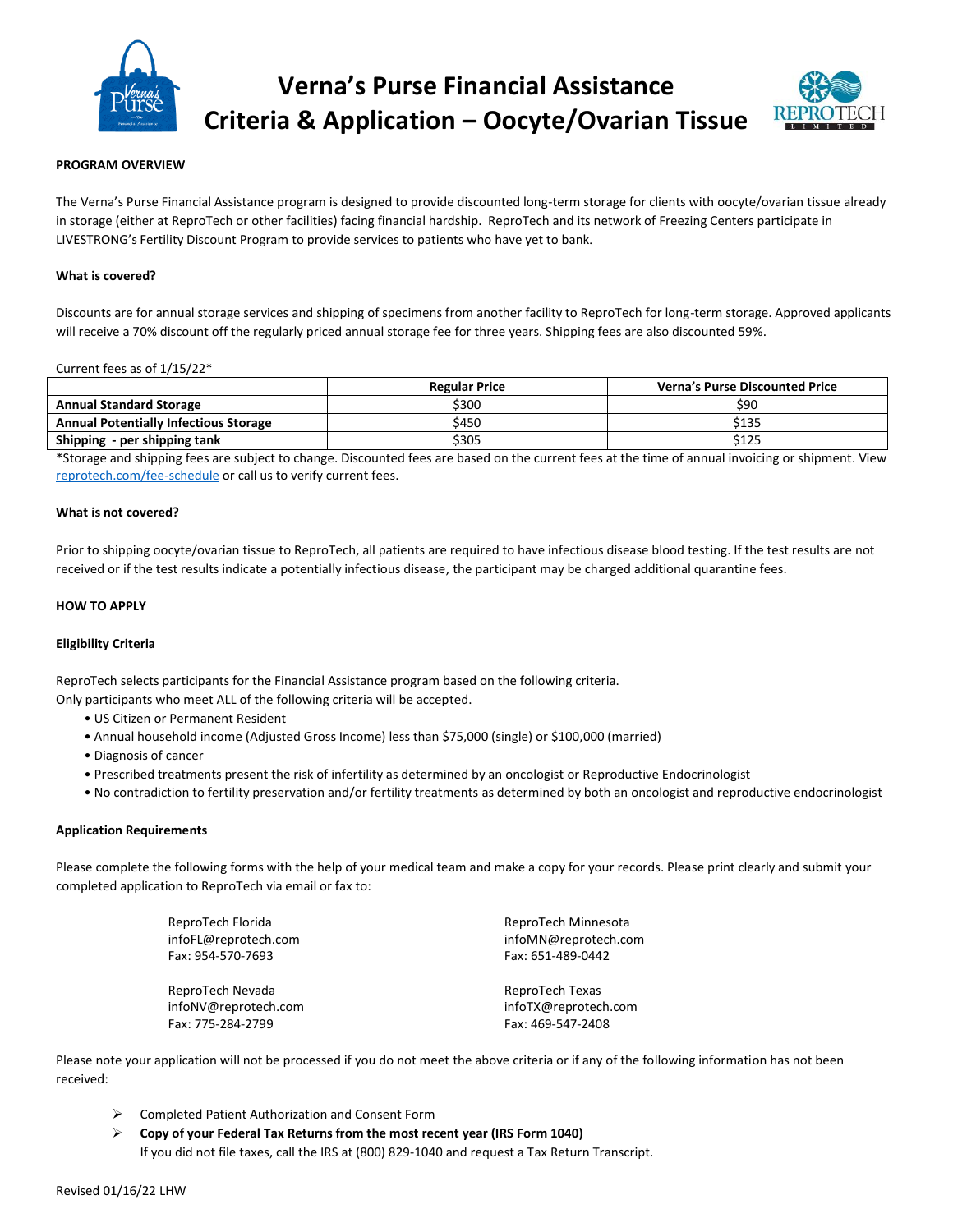# Verna's Purse Financial Assistance Criteria & Application – Oocyte/Ovarian Tissue

**PROGRAM OVERVIEW**

The Verna's Purse Financial Assistance program is designed to provide discounted long-term storage for clients with oocyte/ovarian tissue already in storage (either at ReproTech or other facilities) facing financial hardship. ReproTech and its network of Freezing Centers participate in LIVESTRONG's Fertility Discount Program to provide services to patients who have yet to bank.

**What is covered?**

Discounts are for annual storage services and shipping of specimens from another facility to ReproTech for long-term storage. Approved applicants will receive a 70% discount off the regularly priced annual storage fee for three years. Shipping fees are also discounted 59%.

Current fees as of 1/15/22*

| | Regular Price | Verna's Purse Discounted Price |
|---|---|---|
| **Annual Standard Storage** | $300 | $90 |
| **Annual Potentially Infectious Storage** | $450 | $135 |
| **Shipping - per shipping tank** | $305 | $125 |

*Storage and shipping fees are subject to change. Discounted fees are based on the current fees at the time of annual invoicing or shipment. View reprotech.com/fee-schedule or call us to verify current fees.

**What is not covered?**

Prior to shipping oocyte/ovarian tissue to ReproTech, all patients are required to have infectious disease blood testing. If the test results are not received or if the test results indicate a potentially infectious disease, the participant may be charged additional quarantine fees.

**HOW TO APPLY**

**Eligibility Criteria**

ReproTech selects participants for the Financial Assistance program based on the following criteria.
Only participants who meet ALL of the following criteria will be accepted.

- US Citizen or Permanent Resident
- Annual household income (Adjusted Gross Income) less than $75,000 (single) or $100,000 (married)
- Diagnosis of cancer
- Prescribed treatments present the risk of infertility as determined by an oncologist or Reproductive Endocrinologist
- No contradiction to fertility preservation and/or fertility treatments as determined by both an oncologist and reproductive endocrinologist

**Application Requirements**

Please complete the following forms with the help of your medical team and make a copy for your records. Please print clearly and submit your completed application to ReproTech via email or fax to:

ReproTech Florida
infoFL@reprotech.com
Fax: 954-570-7693

ReproTech Minnesota
infoMN@reprotech.com
Fax: 651-489-0442

ReproTech Nevada
infoNV@reprotech.com
Fax: 775-284-2799

ReproTech Texas
infoTX@reprotech.com
Fax: 469-547-2408

Please note your application will not be processed if you do not meet the above criteria or if any of the following information has not been received:

- Completed Patient Authorization and Consent Form
- **Copy of your Federal Tax Returns from the most recent year (IRS Form 1040)**
  If you did not file taxes, call the IRS at (800) 829-1040 and request a Tax Return Transcript.

Revised 01/16/22 LHW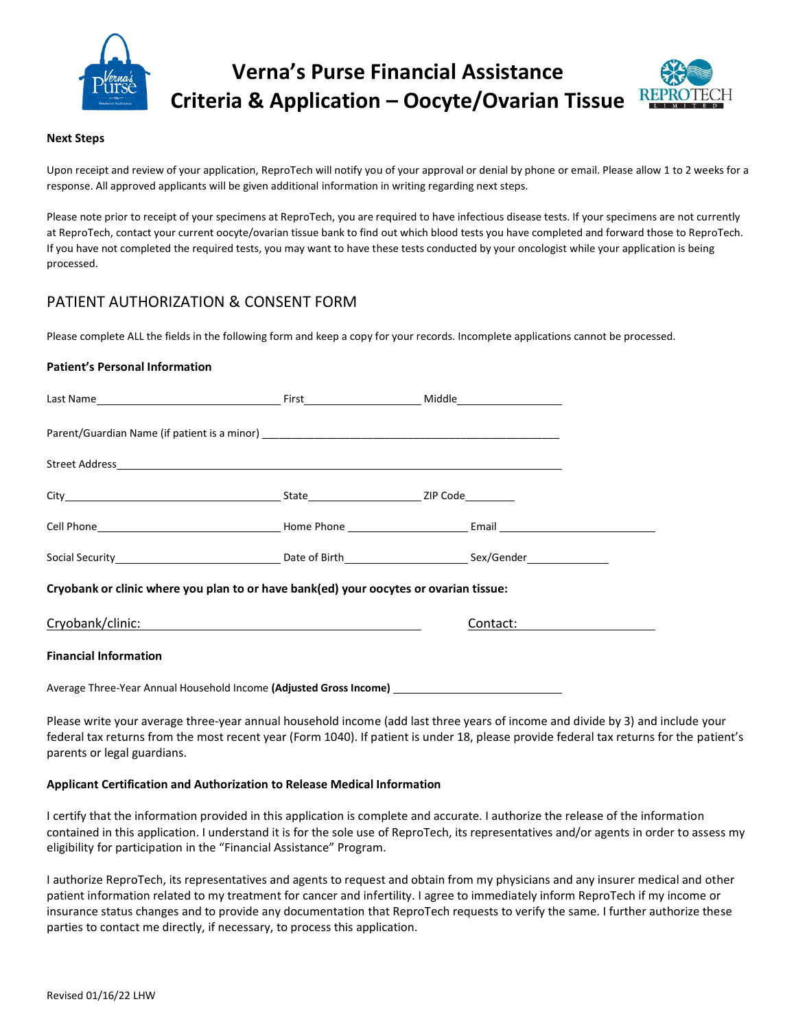# Verna's Purse Financial Assistance Criteria & Application – Oocyte/Ovarian Tissue

**Next Steps**

Upon receipt and review of your application, ReproTech will notify you of your approval or denial by phone or email. Please allow 1 to 2 weeks for a response. All approved applicants will be given additional information in writing regarding next steps.

Please note prior to receipt of your specimens at ReproTech, you are required to have infectious disease tests. If your specimens are not currently at ReproTech, contact your current oocyte/ovarian tissue bank to find out which blood tests you have completed and forward those to ReproTech. If you have not completed the required tests, you may want to have these tests conducted by your oncologist while your application is being processed.

## PATIENT AUTHORIZATION & CONSENT FORM

Please complete ALL the fields in the following form and keep a copy for your records. Incomplete applications cannot be processed.

**Patient's Personal Information**

Last Name\_\_\_\_\_\_\_\_\_\_\_\_\_\_\_\_\_\_\_\_\_\_\_\_\_\_\_\_\_\_ First\_\_\_\_\_\_\_\_\_\_\_\_\_\_\_\_\_\_\_\_ Middle\_\_\_\_\_\_\_\_\_\_\_\_\_\_\_\_\_\_

Parent/Guardian Name (if patient is a minor) \_\_\_\_\_\_\_\_\_\_\_\_\_\_\_\_\_\_\_\_\_\_\_\_\_\_\_\_\_\_\_\_\_\_\_\_\_\_\_\_\_\_\_\_\_\_\_\_\_\_

Street Address\_\_\_\_\_\_\_\_\_\_\_\_\_\_\_\_\_\_\_\_\_\_\_\_\_\_\_\_\_\_\_\_\_\_\_\_\_\_\_\_\_\_\_\_\_\_\_\_\_\_\_\_\_\_\_\_\_\_\_\_\_\_\_\_\_\_\_\_\_\_

City\_\_\_\_\_\_\_\_\_\_\_\_\_\_\_\_\_\_\_\_\_\_\_\_\_\_\_\_\_\_\_\_\_\_\_ State\_\_\_\_\_\_\_\_\_\_\_\_\_\_\_\_\_\_\_\_ ZIP Code\_\_\_\_\_\_\_\_\_

Cell Phone\_\_\_\_\_\_\_\_\_\_\_\_\_\_\_\_\_\_\_\_\_\_\_\_\_\_\_\_\_\_ Home Phone \_\_\_\_\_\_\_\_\_\_\_\_\_\_\_\_\_\_\_\_ Email \_\_\_\_\_\_\_\_\_\_\_\_\_\_\_\_\_\_\_\_\_\_\_\_\_\_

Social Security\_\_\_\_\_\_\_\_\_\_\_\_\_\_\_\_\_\_\_\_\_\_\_\_\_\_\_\_ Date of Birth\_\_\_\_\_\_\_\_\_\_\_\_\_\_\_\_\_\_\_\_ Sex/Gender\_\_\_\_\_\_\_\_\_\_\_\_\_\_

**Cryobank or clinic where you plan to or have bank(ed) your oocytes or ovarian tissue:**

Cryobank/clinic: \_\_\_\_\_\_\_\_\_\_\_\_\_\_\_\_\_\_\_\_\_\_\_\_\_\_\_\_\_\_\_\_\_\_\_\_\_\_\_\_\_\_\_ Contact: \_\_\_\_\_\_\_\_\_\_\_\_\_\_\_\_\_\_\_\_\_

**Financial Information**

Average Three-Year Annual Household Income **(Adjusted Gross Income)** \_\_\_\_\_\_\_\_\_\_\_\_\_\_\_\_\_\_\_\_\_\_\_\_\_\_\_\_

Please write your average three-year annual household income (add last three years of income and divide by 3) and include your federal tax returns from the most recent year (Form 1040). If patient is under 18, please provide federal tax returns for the patient's parents or legal guardians.

**Applicant Certification and Authorization to Release Medical Information**

I certify that the information provided in this application is complete and accurate. I authorize the release of the information contained in this application. I understand it is for the sole use of ReproTech, its representatives and/or agents in order to assess my eligibility for participation in the "Financial Assistance" Program.

I authorize ReproTech, its representatives and agents to request and obtain from my physicians and any insurer medical and other patient information related to my treatment for cancer and infertility. I agree to immediately inform ReproTech if my income or insurance status changes and to provide any documentation that ReproTech requests to verify the same. I further authorize these parties to contact me directly, if necessary, to process this application.

Revised 01/16/22 LHW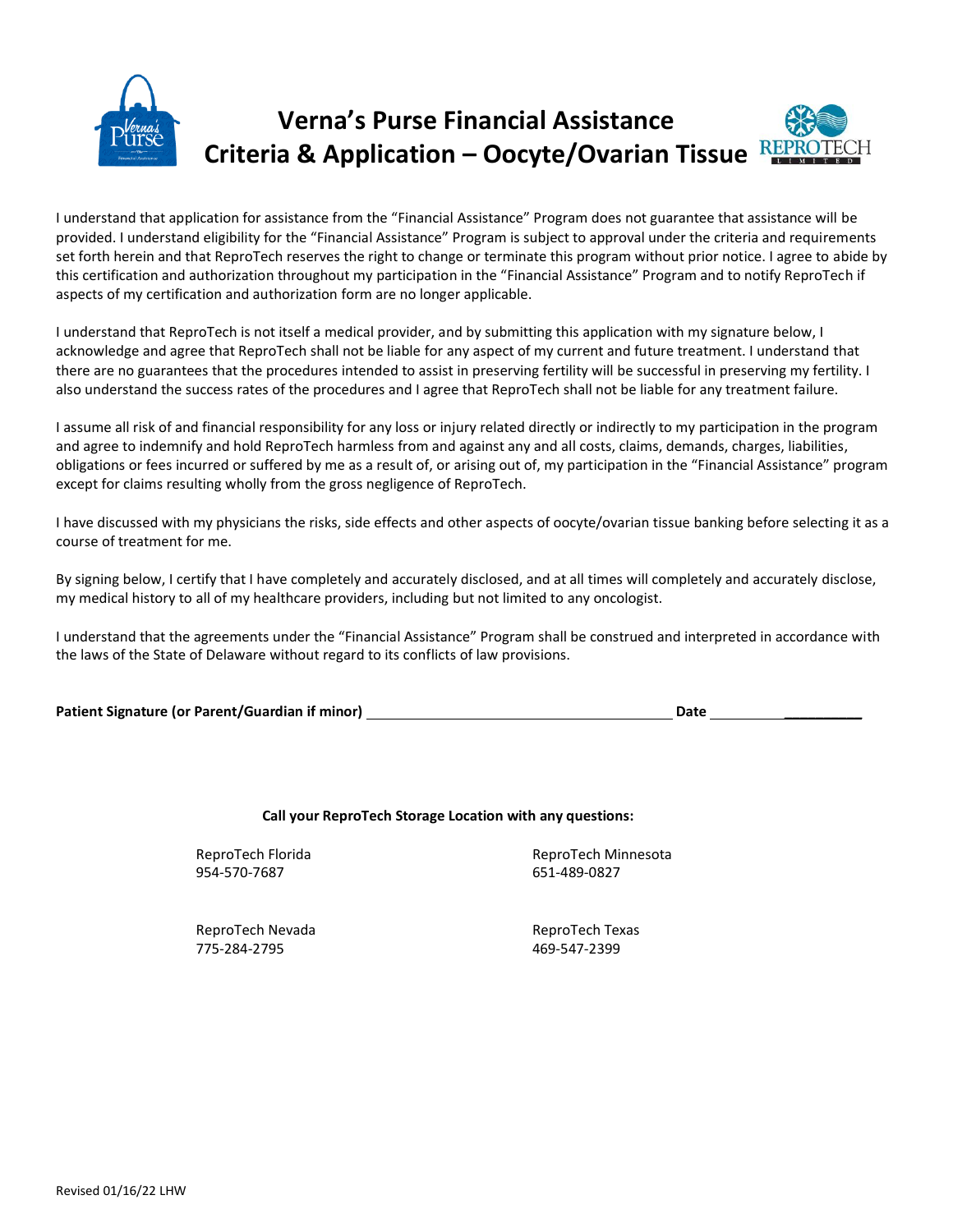# Verna's Purse Financial Assistance Criteria & Application – Oocyte/Ovarian Tissue

I understand that application for assistance from the "Financial Assistance" Program does not guarantee that assistance will be provided. I understand eligibility for the "Financial Assistance" Program is subject to approval under the criteria and requirements set forth herein and that ReproTech reserves the right to change or terminate this program without prior notice. I agree to abide by this certification and authorization throughout my participation in the "Financial Assistance" Program and to notify ReproTech if aspects of my certification and authorization form are no longer applicable.

I understand that ReproTech is not itself a medical provider, and by submitting this application with my signature below, I acknowledge and agree that ReproTech shall not be liable for any aspect of my current and future treatment. I understand that there are no guarantees that the procedures intended to assist in preserving fertility will be successful in preserving my fertility. I also understand the success rates of the procedures and I agree that ReproTech shall not be liable for any treatment failure.

I assume all risk of and financial responsibility for any loss or injury related directly or indirectly to my participation in the program and agree to indemnify and hold ReproTech harmless from and against any and all costs, claims, demands, charges, liabilities, obligations or fees incurred or suffered by me as a result of, or arising out of, my participation in the "Financial Assistance" program except for claims resulting wholly from the gross negligence of ReproTech.

I have discussed with my physicians the risks, side effects and other aspects of oocyte/ovarian tissue banking before selecting it as a course of treatment for me.

By signing below, I certify that I have completely and accurately disclosed, and at all times will completely and accurately disclose, my medical history to all of my healthcare providers, including but not limited to any oncologist.

I understand that the agreements under the "Financial Assistance" Program shall be construed and interpreted in accordance with the laws of the State of Delaware without regard to its conflicts of law provisions.

**Patient Signature (or Parent/Guardian if minor)** ______________________________ **Date** ____________________

**Call your ReproTech Storage Location with any questions:**

ReproTech Florida
954-570-7687

ReproTech Minnesota
651-489-0827

ReproTech Nevada
775-284-2795

ReproTech Texas
469-547-2399

Revised 01/16/22 LHW